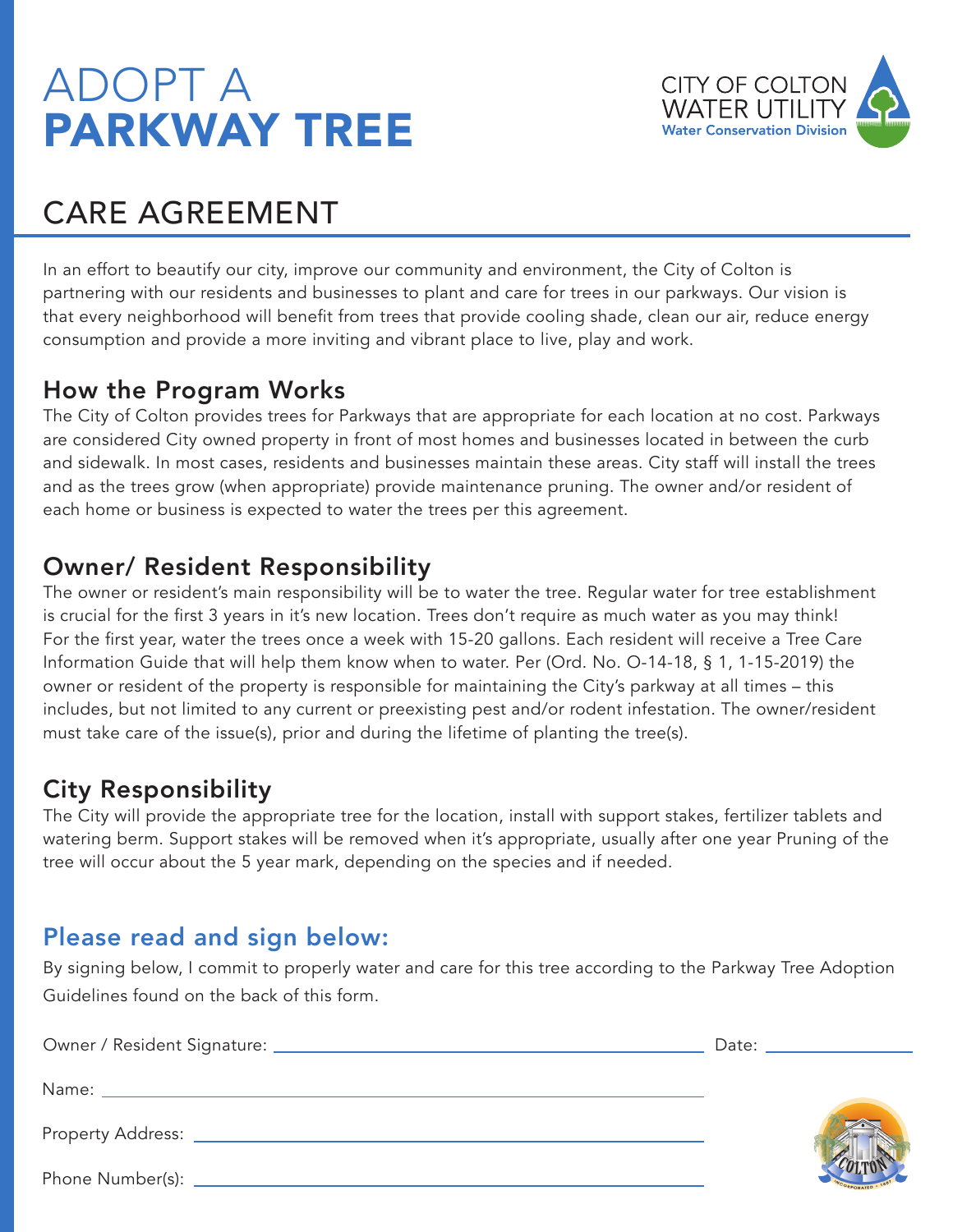# ADOPT A **PARKWAY TREE**

CITY OF COLTON
WATER UTILITY
Water Conservation Division

## CARE AGREEMENT

In an effort to beautify our city, improve our community and environment, the City of Colton is partnering with our residents and businesses to plant and care for trees in our parkways. Our vision is that every neighborhood will benefit from trees that provide cooling shade, clean our air, reduce energy consumption and provide a more inviting and vibrant place to live, play and work.

### How the Program Works

The City of Colton provides trees for Parkways that are appropriate for each location at no cost. Parkways are considered City owned property in front of most homes and businesses located in between the curb and sidewalk. In most cases, residents and businesses maintain these areas. City staff will install the trees and as the trees grow (when appropriate) provide maintenance pruning. The owner and/or resident of each home or business is expected to water the trees per this agreement.

### Owner/ Resident Responsibility

The owner or resident's main responsibility will be to water the tree. Regular water for tree establishment is crucial for the first 3 years in it's new location. Trees don't require as much water as you may think! For the first year, water the trees once a week with 15-20 gallons. Each resident will receive a Tree Care Information Guide that will help them know when to water. Per (Ord. No. O-14-18, § 1, 1-15-2019) the owner or resident of the property is responsible for maintaining the City's parkway at all times – this includes, but not limited to any current or preexisting pest and/or rodent infestation. The owner/resident must take care of the issue(s), prior and during the lifetime of planting the tree(s).

### City Responsibility

The City will provide the appropriate tree for the location, install with support stakes, fertilizer tablets and watering berm. Support stakes will be removed when it's appropriate, usually after one year Pruning of the tree will occur about the 5 year mark, depending on the species and if needed.

### Please read and sign below:

By signing below, I commit to properly water and care for this tree according to the Parkway Tree Adoption Guidelines found on the back of this form.

Owner / Resident Signature: ______________________________ Date: ____________

Name: ______________________________

Property Address: ______________________________

Phone Number(s): ______________________________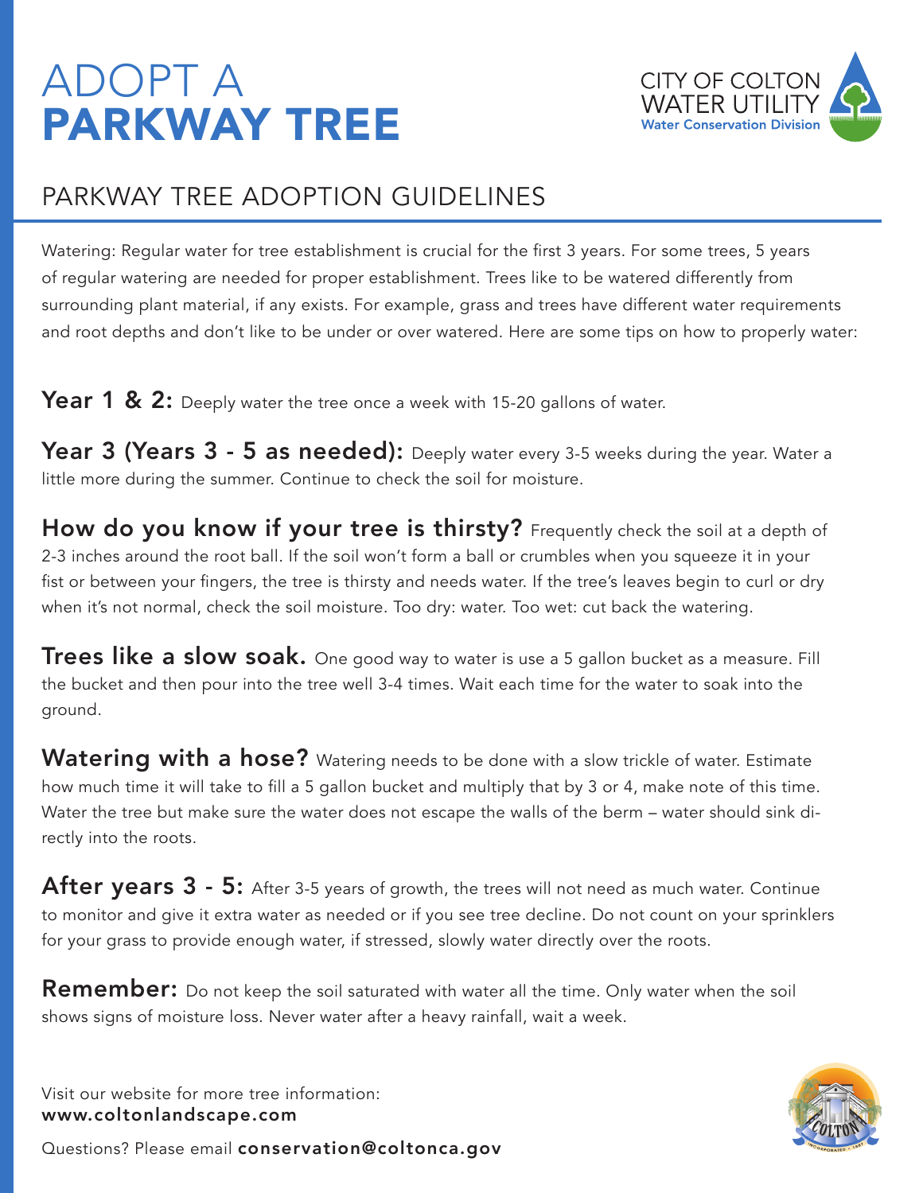# ADOPT A **PARKWAY TREE**

CITY OF COLTON
WATER UTILITY
Water Conservation Division

## PARKWAY TREE ADOPTION GUIDELINES

Watering: Regular water for tree establishment is crucial for the first 3 years. For some trees, 5 years of regular watering are needed for proper establishment. Trees like to be watered differently from surrounding plant material, if any exists. For example, grass and trees have different water requirements and root depths and don't like to be under or over watered. Here are some tips on how to properly water:

**Year 1 & 2:** Deeply water the tree once a week with 15-20 gallons of water.

**Year 3 (Years 3 - 5 as needed):** Deeply water every 3-5 weeks during the year. Water a little more during the summer. Continue to check the soil for moisture.

**How do you know if your tree is thirsty?** Frequently check the soil at a depth of 2-3 inches around the root ball. If the soil won't form a ball or crumbles when you squeeze it in your fist or between your fingers, the tree is thirsty and needs water. If the tree's leaves begin to curl or dry when it's not normal, check the soil moisture. Too dry: water. Too wet: cut back the watering.

**Trees like a slow soak.** One good way to water is use a 5 gallon bucket as a measure. Fill the bucket and then pour into the tree well 3-4 times. Wait each time for the water to soak into the ground.

**Watering with a hose?** Watering needs to be done with a slow trickle of water. Estimate how much time it will take to fill a 5 gallon bucket and multiply that by 3 or 4, make note of this time. Water the tree but make sure the water does not escape the walls of the berm – water should sink directly into the roots.

**After years 3 - 5:** After 3-5 years of growth, the trees will not need as much water. Continue to monitor and give it extra water as needed or if you see tree decline. Do not count on your sprinklers for your grass to provide enough water, if stressed, slowly water directly over the roots.

**Remember:** Do not keep the soil saturated with water all the time. Only water when the soil shows signs of moisture loss. Never water after a heavy rainfall, wait a week.

Visit our website for more tree information:
**www.coltonlandscape.com**

Questions? Please email **conservation@coltonca.gov**